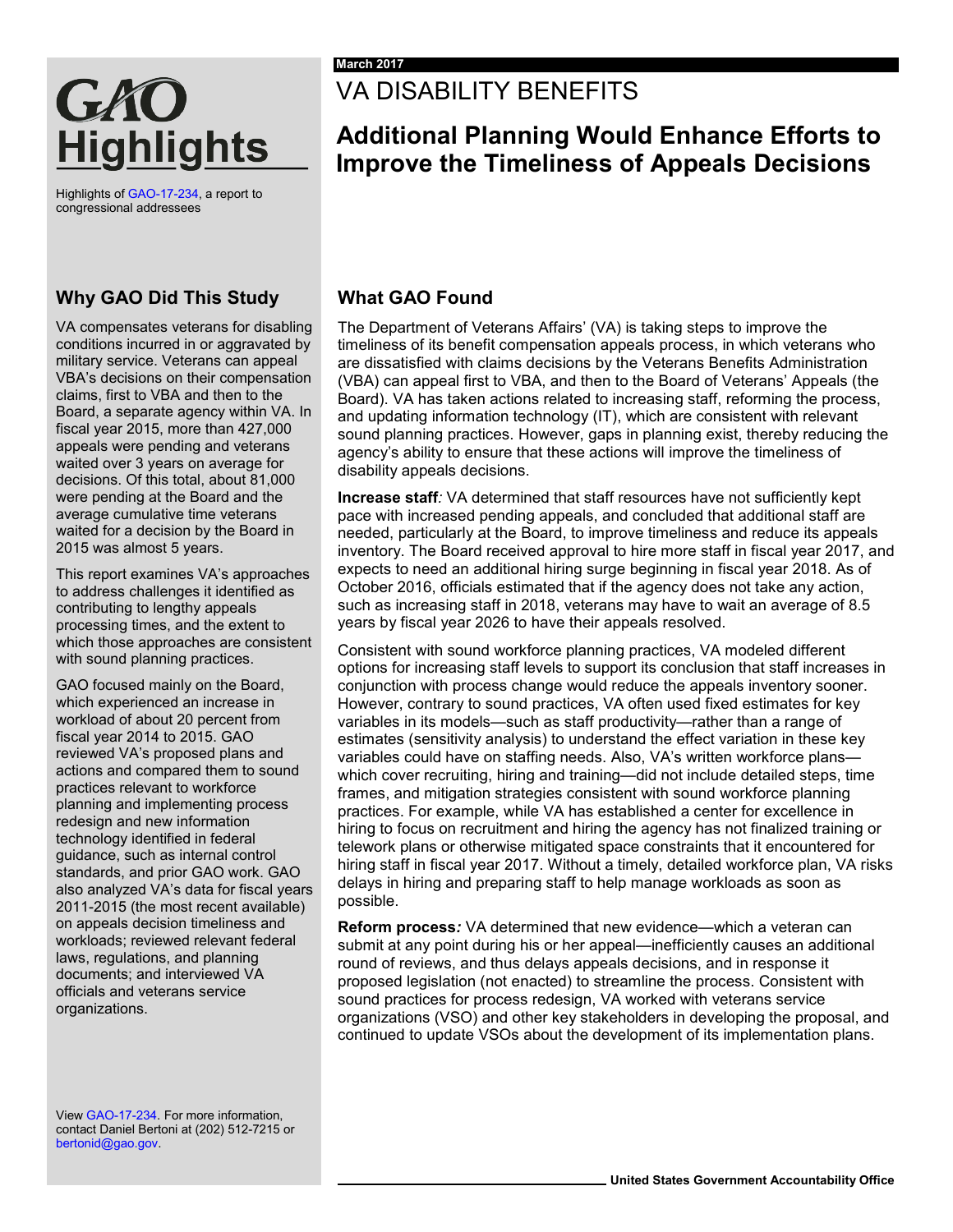# GAO Highlights

Highlights of GAO-17-234, a report to congressional addressees

March 2017

# VA DISABILITY BENEFITS

## Additional Planning Would Enhance Efforts to Improve the Timeliness of Appeals Decisions

### Why GAO Did This Study

VA compensates veterans for disabling conditions incurred in or aggravated by military service. Veterans can appeal VBA's decisions on their compensation claims, first to VBA and then to the Board, a separate agency within VA. In fiscal year 2015, more than 427,000 appeals were pending and veterans waited over 3 years on average for decisions. Of this total, about 81,000 were pending at the Board and the average cumulative time veterans waited for a decision by the Board in 2015 was almost 5 years.

This report examines VA's approaches to address challenges it identified as contributing to lengthy appeals processing times, and the extent to which those approaches are consistent with sound planning practices.

GAO focused mainly on the Board, which experienced an increase in workload of about 20 percent from fiscal year 2014 to 2015. GAO reviewed VA's proposed plans and actions and compared them to sound practices relevant to workforce planning and implementing process redesign and new information technology identified in federal guidance, such as internal control standards, and prior GAO work. GAO also analyzed VA's data for fiscal years 2011-2015 (the most recent available) on appeals decision timeliness and workloads; reviewed relevant federal laws, regulations, and planning documents; and interviewed VA officials and veterans service organizations.

View GAO-17-234. For more information, contact Daniel Bertoni at (202) 512-7215 or bertonid@gao.gov.

### What GAO Found

The Department of Veterans Affairs' (VA) is taking steps to improve the timeliness of its benefit compensation appeals process, in which veterans who are dissatisfied with claims decisions by the Veterans Benefits Administration (VBA) can appeal first to VBA, and then to the Board of Veterans' Appeals (the Board). VA has taken actions related to increasing staff, reforming the process, and updating information technology (IT), which are consistent with relevant sound planning practices. However, gaps in planning exist, thereby reducing the agency's ability to ensure that these actions will improve the timeliness of disability appeals decisions.

**Increase staff***:* VA determined that staff resources have not sufficiently kept pace with increased pending appeals, and concluded that additional staff are needed, particularly at the Board, to improve timeliness and reduce its appeals inventory. The Board received approval to hire more staff in fiscal year 2017, and expects to need an additional hiring surge beginning in fiscal year 2018. As of October 2016, officials estimated that if the agency does not take any action, such as increasing staff in 2018, veterans may have to wait an average of 8.5 years by fiscal year 2026 to have their appeals resolved.

Consistent with sound workforce planning practices, VA modeled different options for increasing staff levels to support its conclusion that staff increases in conjunction with process change would reduce the appeals inventory sooner. However, contrary to sound practices, VA often used fixed estimates for key variables in its models—such as staff productivity—rather than a range of estimates (sensitivity analysis) to understand the effect variation in these key variables could have on staffing needs. Also, VA's written workforce plans—which cover recruiting, hiring and training—did not include detailed steps, time frames, and mitigation strategies consistent with sound workforce planning practices. For example, while VA has established a center for excellence in hiring to focus on recruitment and hiring the agency has not finalized training or telework plans or otherwise mitigated space constraints that it encountered for hiring staff in fiscal year 2017. Without a timely, detailed workforce plan, VA risks delays in hiring and preparing staff to help manage workloads as soon as possible.

**Reform process***:* VA determined that new evidence—which a veteran can submit at any point during his or her appeal—inefficiently causes an additional round of reviews, and thus delays appeals decisions, and in response it proposed legislation (not enacted) to streamline the process. Consistent with sound practices for process redesign, VA worked with veterans service organizations (VSO) and other key stakeholders in developing the proposal, and continued to update VSOs about the development of its implementation plans.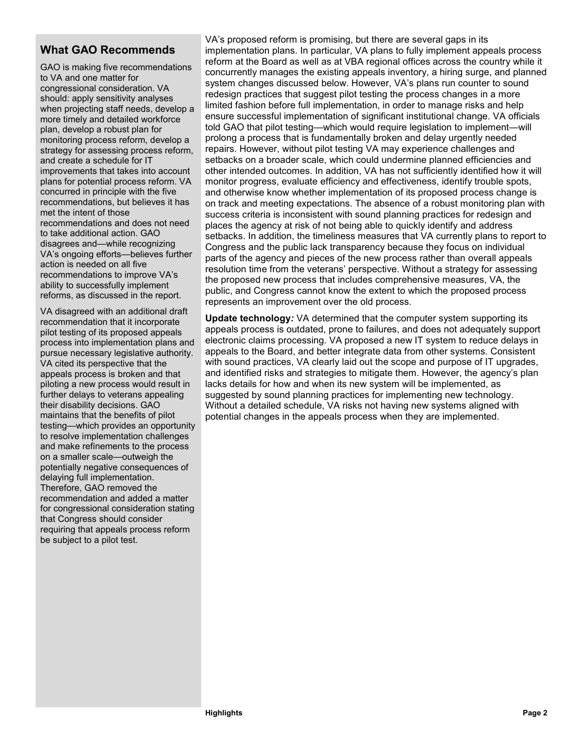## What GAO Recommends

GAO is making five recommendations to VA and one matter for congressional consideration. VA should: apply sensitivity analyses when projecting staff needs, develop a more timely and detailed workforce plan, develop a robust plan for monitoring process reform, develop a strategy for assessing process reform, and create a schedule for IT improvements that takes into account plans for potential process reform. VA concurred in principle with the five recommendations, but believes it has met the intent of those recommendations and does not need to take additional action. GAO disagrees and—while recognizing VA's ongoing efforts—believes further action is needed on all five recommendations to improve VA's ability to successfully implement reforms, as discussed in the report.

VA disagreed with an additional draft recommendation that it incorporate pilot testing of its proposed appeals process into implementation plans and pursue necessary legislative authority. VA cited its perspective that the appeals process is broken and that piloting a new process would result in further delays to veterans appealing their disability decisions. GAO maintains that the benefits of pilot testing—which provides an opportunity to resolve implementation challenges and make refinements to the process on a smaller scale—outweigh the potentially negative consequences of delaying full implementation. Therefore, GAO removed the recommendation and added a matter for congressional consideration stating that Congress should consider requiring that appeals process reform be subject to a pilot test.

VA's proposed reform is promising, but there are several gaps in its implementation plans. In particular, VA plans to fully implement appeals process reform at the Board as well as at VBA regional offices across the country while it concurrently manages the existing appeals inventory, a hiring surge, and planned system changes discussed below. However, VA's plans run counter to sound redesign practices that suggest pilot testing the process changes in a more limited fashion before full implementation, in order to manage risks and help ensure successful implementation of significant institutional change. VA officials told GAO that pilot testing—which would require legislation to implement—will prolong a process that is fundamentally broken and delay urgently needed repairs. However, without pilot testing VA may experience challenges and setbacks on a broader scale, which could undermine planned efficiencies and other intended outcomes. In addition, VA has not sufficiently identified how it will monitor progress, evaluate efficiency and effectiveness, identify trouble spots, and otherwise know whether implementation of its proposed process change is on track and meeting expectations. The absence of a robust monitoring plan with success criteria is inconsistent with sound planning practices for redesign and places the agency at risk of not being able to quickly identify and address setbacks. In addition, the timeliness measures that VA currently plans to report to Congress and the public lack transparency because they focus on individual parts of the agency and pieces of the new process rather than overall appeals resolution time from the veterans' perspective. Without a strategy for assessing the proposed new process that includes comprehensive measures, VA, the public, and Congress cannot know the extent to which the proposed process represents an improvement over the old process.

**Update technology*:*** VA determined that the computer system supporting its appeals process is outdated, prone to failures, and does not adequately support electronic claims processing. VA proposed a new IT system to reduce delays in appeals to the Board, and better integrate data from other systems. Consistent with sound practices, VA clearly laid out the scope and purpose of IT upgrades, and identified risks and strategies to mitigate them. However, the agency's plan lacks details for how and when its new system will be implemented, as suggested by sound planning practices for implementing new technology. Without a detailed schedule, VA risks not having new systems aligned with potential changes in the appeals process when they are implemented.